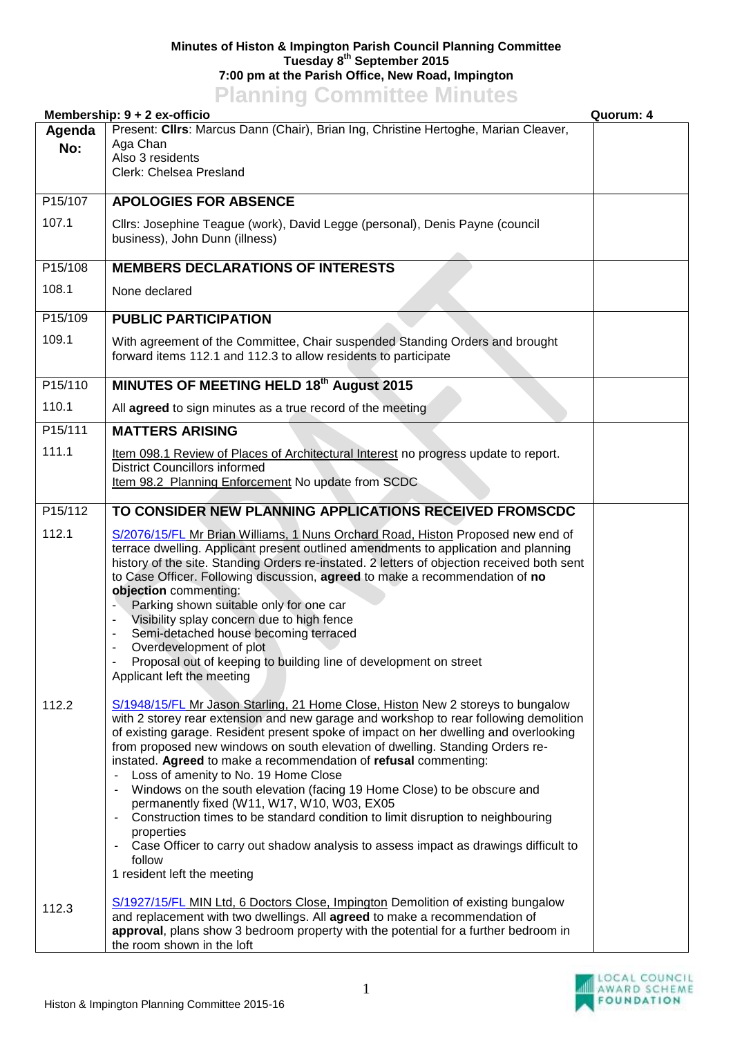**Minutes of Histon & Impington Parish Council Planning Committee**
**Tuesday 8th September 2015**
**7:00 pm at the Parish Office, New Road, Impington**

# Planning Committee Minutes

**Membership: 9 + 2 ex-officio** **Quorum: 4**

| Agenda No: | Present: **Cllrs**: Marcus Dann (Chair), Brian Ing, Christine Hertoghe, Marian Cleaver, Aga Chan<br>Also 3 residents<br>Clerk: Chelsea Presland | |
|---|---|---|
| P15/107 | **APOLOGIES FOR ABSENCE** | |
| 107.1 | Cllrs: Josephine Teague (work), David Legge (personal), Denis Payne (council business), John Dunn (illness) | |
| P15/108 | **MEMBERS DECLARATIONS OF INTERESTS** | |
| 108.1 | None declared | |
| P15/109 | **PUBLIC PARTICIPATION** | |
| 109.1 | With agreement of the Committee, Chair suspended Standing Orders and brought forward items 112.1 and 112.3 to allow residents to participate | |
| P15/110 | **MINUTES OF MEETING HELD 18th August 2015** | |
| 110.1 | All **agreed** to sign minutes as a true record of the meeting | |
| P15/111 | **MATTERS ARISING** | |
| 111.1 | Item 098.1 Review of Places of Architectural Interest no progress update to report. District Councillors informed<br>Item 98.2 Planning Enforcement No update from SCDC | |
| P15/112 | **TO CONSIDER NEW PLANNING APPLICATIONS RECEIVED FROMSCDC** | |
| 112.1 | S/2076/15/FL Mr Brian Williams, 1 Nuns Orchard Road, Histon Proposed new end of terrace dwelling. Applicant present outlined amendments to application and planning history of the site. Standing Orders re-instated. 2 letters of objection received both sent to Case Officer. Following discussion, **agreed** to make a recommendation of **no objection** commenting:<br>- Parking shown suitable only for one car<br>- Visibility splay concern due to high fence<br>- Semi-detached house becoming terraced<br>- Overdevelopment of plot<br>- Proposal out of keeping to building line of development on street<br>Applicant left the meeting | |
| 112.2 | S/1948/15/FL Mr Jason Starling, 21 Home Close, Histon New 2 storeys to bungalow with 2 storey rear extension and new garage and workshop to rear following demolition of existing garage. Resident present spoke of impact on her dwelling and overlooking from proposed new windows on south elevation of dwelling. Standing Orders re-instated. **Agreed** to make a recommendation of **refusal** commenting:<br>- Loss of amenity to No. 19 Home Close<br>- Windows on the south elevation (facing 19 Home Close) to be obscure and permanently fixed (W11, W17, W10, W03, EX05<br>- Construction times to be standard condition to limit disruption to neighbouring properties<br>- Case Officer to carry out shadow analysis to assess impact as drawings difficult to follow<br>1 resident left the meeting | |
| 112.3 | S/1927/15/FL MIN Ltd, 6 Doctors Close, Impington Demolition of existing bungalow and replacement with two dwellings. All **agreed** to make a recommendation of **approval**, plans show 3 bedroom property with the potential for a further bedroom in the room shown in the loft | |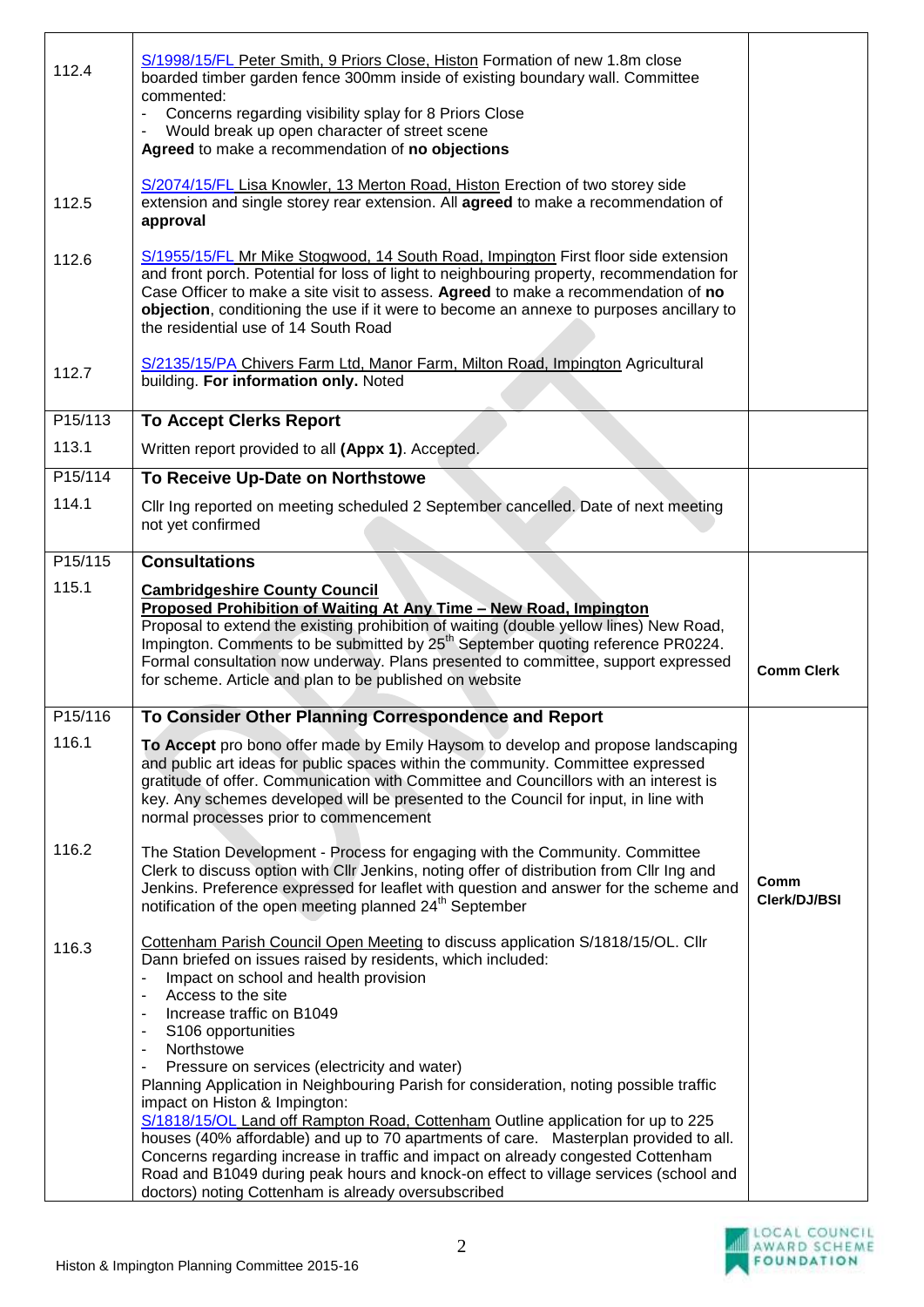| | | |
|---|---|---|
| 112.4 | S/1998/15/FL Peter Smith, 9 Priors Close, Histon Formation of new 1.8m close boarded timber garden fence 300mm inside of existing boundary wall. Committee commented:<br>- Concerns regarding visibility splay for 8 Priors Close<br>- Would break up open character of street scene<br>**Agreed** to make a recommendation of **no objections** | |
| 112.5 | S/2074/15/FL Lisa Knowler, 13 Merton Road, Histon Erection of two storey side extension and single storey rear extension. All **agreed** to make a recommendation of **approval** | |
| 112.6 | S/1955/15/FL Mr Mike Stogwood, 14 South Road, Impington First floor side extension and front porch. Potential for loss of light to neighbouring property, recommendation for Case Officer to make a site visit to assess. **Agreed** to make a recommendation of **no objection**, conditioning the use if it were to become an annexe to purposes ancillary to the residential use of 14 South Road | |
| 112.7 | S/2135/15/PA Chivers Farm Ltd, Manor Farm, Milton Road, Impington Agricultural building. **For information only.** Noted | |
| P15/113 | **To Accept Clerks Report** | |
| 113.1 | Written report provided to all **(Appx 1)**. Accepted. | |
| P15/114 | **To Receive Up-Date on Northstowe** | |
| 114.1 | Cllr Ing reported on meeting scheduled 2 September cancelled. Date of next meeting not yet confirmed | |
| P15/115 | **Consultations** | |
| 115.1 | **Cambridgeshire County Council**<br>**Proposed Prohibition of Waiting At Any Time – New Road, Impington**<br>Proposal to extend the existing prohibition of waiting (double yellow lines) New Road, Impington. Comments to be submitted by 25th September quoting reference PR0224. Formal consultation now underway. Plans presented to committee, support expressed for scheme. Article and plan to be published on website | **Comm Clerk** |
| P15/116 | **To Consider Other Planning Correspondence and Report** | |
| 116.1 | **To Accept** pro bono offer made by Emily Haysom to develop and propose landscaping and public art ideas for public spaces within the community. Committee expressed gratitude of offer. Communication with Committee and Councillors with an interest is key. Any schemes developed will be presented to the Council for input, in line with normal processes prior to commencement | |
| 116.2 | The Station Development - Process for engaging with the Community. Committee Clerk to discuss option with Cllr Jenkins, noting offer of distribution from Cllr Ing and Jenkins. Preference expressed for leaflet with question and answer for the scheme and notification of the open meeting planned 24th September | **Comm Clerk/DJ/BSI** |
| 116.3 | Cottenham Parish Council Open Meeting to discuss application S/1818/15/OL. Cllr Dann briefed on issues raised by residents, which included:<br>- Impact on school and health provision<br>- Access to the site<br>- Increase traffic on B1049<br>- S106 opportunities<br>- Northstowe<br>- Pressure on services (electricity and water)<br>Planning Application in Neighbouring Parish for consideration, noting possible traffic impact on Histon & Impington:<br>S/1818/15/OL Land off Rampton Road, Cottenham Outline application for up to 225 houses (40% affordable) and up to 70 apartments of care. Masterplan provided to all. Concerns regarding increase in traffic and impact on already congested Cottenham Road and B1049 during peak hours and knock-on effect to village services (school and doctors) noting Cottenham is already oversubscribed | |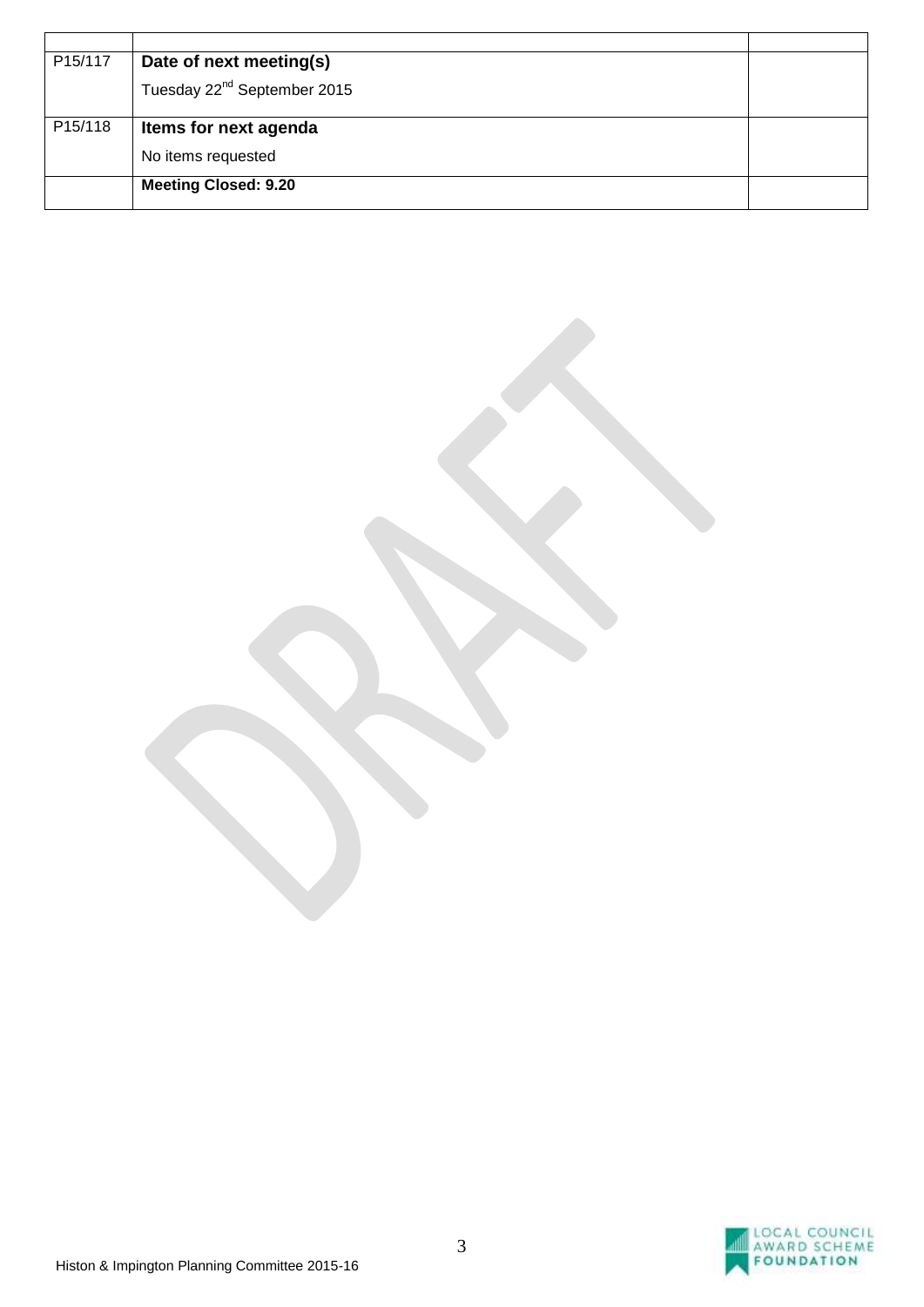| | | |
|---|---|---|
| P15/117 | **Date of next meeting(s)**<br>Tuesday 22nd September 2015 | |
| P15/118 | **Items for next agenda**<br>No items requested | |
| | **Meeting Closed: 9.20** | |

DRAFT